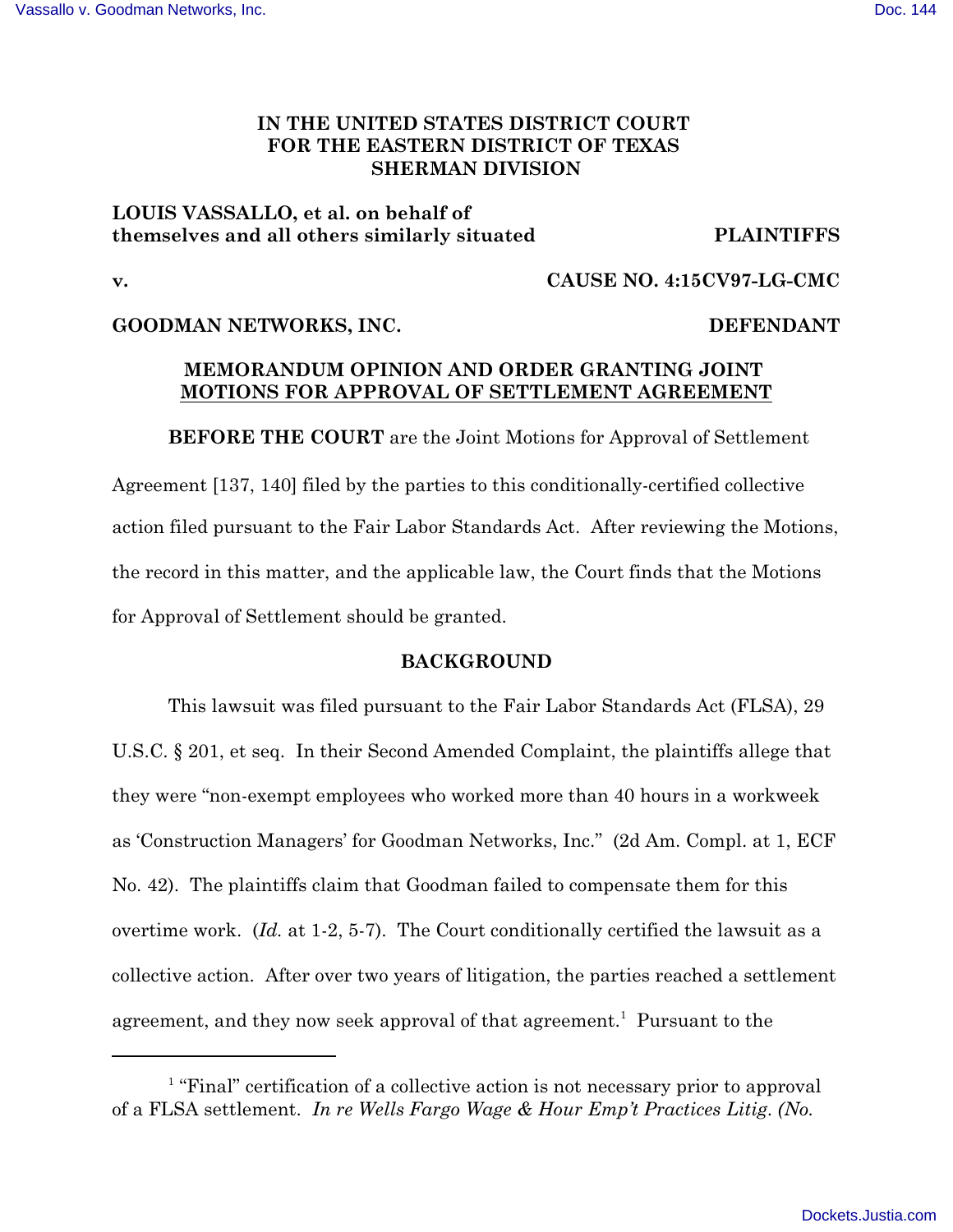# IN THE UNITED STATES DISTRICT COURT FOR THE EASTERN DISTRICT OF TEXAS SHERMAN DIVISION

**LOUIS VASSALLO, et al. on behalf of themselves and all others similarly situated** **PLAINTIFFS**

**v.** **CAUSE NO. 4:15CV97-LG-CMC**

**GOODMAN NETWORKS, INC.** **DEFENDANT**

## MEMORANDUM OPINION AND ORDER GRANTING JOINT MOTIONS FOR APPROVAL OF SETTLEMENT AGREEMENT

**BEFORE THE COURT** are the Joint Motions for Approval of Settlement Agreement [137, 140] filed by the parties to this conditionally-certified collective action filed pursuant to the Fair Labor Standards Act. After reviewing the Motions, the record in this matter, and the applicable law, the Court finds that the Motions for Approval of Settlement should be granted.

### BACKGROUND

This lawsuit was filed pursuant to the Fair Labor Standards Act (FLSA), 29 U.S.C. § 201, et seq. In their Second Amended Complaint, the plaintiffs allege that they were "non-exempt employees who worked more than 40 hours in a workweek as 'Construction Managers' for Goodman Networks, Inc." (2d Am. Compl. at 1, ECF No. 42). The plaintiffs claim that Goodman failed to compensate them for this overtime work. (*Id.* at 1-2, 5-7). The Court conditionally certified the lawsuit as a collective action. After over two years of litigation, the parties reached a settlement agreement, and they now seek approval of that agreement.[1] Pursuant to the

[1] "Final" certification of a collective action is not necessary prior to approval of a FLSA settlement. *In re Wells Fargo Wage & Hour Emp't Practices Litig. (No.*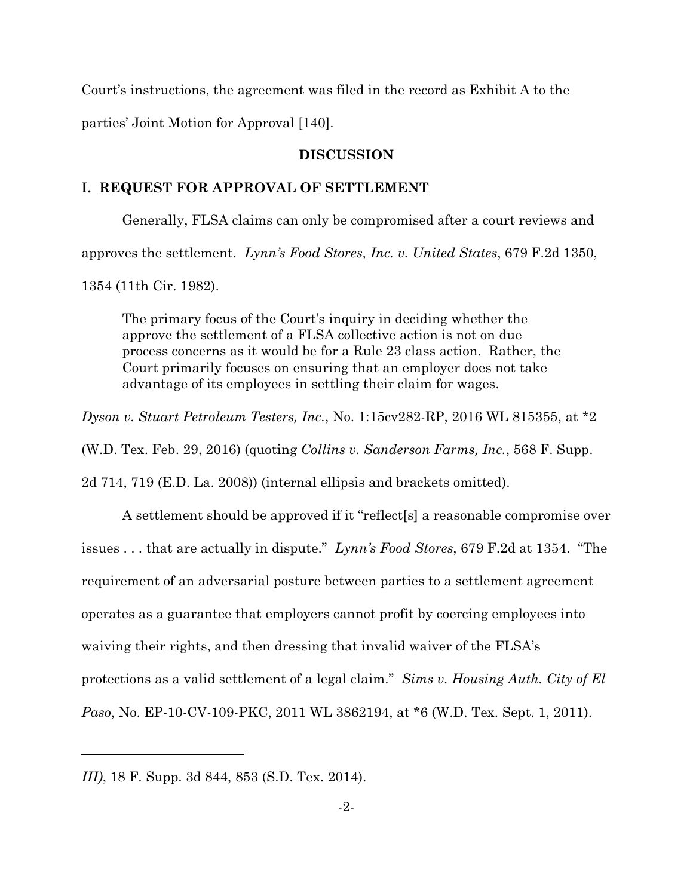Court's instructions, the agreement was filed in the record as Exhibit A to the parties' Joint Motion for Approval [140].

## DISCUSSION

### I. REQUEST FOR APPROVAL OF SETTLEMENT

Generally, FLSA claims can only be compromised after a court reviews and approves the settlement. *Lynn's Food Stores, Inc. v. United States*, 679 F.2d 1350, 1354 (11th Cir. 1982).

> The primary focus of the Court's inquiry in deciding whether the approve the settlement of a FLSA collective action is not on due process concerns as it would be for a Rule 23 class action. Rather, the Court primarily focuses on ensuring that an employer does not take advantage of its employees in settling their claim for wages.

*Dyson v. Stuart Petroleum Testers, Inc.*, No. 1:15cv282-RP, 2016 WL 815355, at *2 (W.D. Tex. Feb. 29, 2016) (quoting *Collins v. Sanderson Farms, Inc.*, 568 F. Supp. 2d 714, 719 (E.D. La. 2008)) (internal ellipsis and brackets omitted).

A settlement should be approved if it "reflect[s] a reasonable compromise over issues . . . that are actually in dispute." *Lynn's Food Stores*, 679 F.2d at 1354. "The requirement of an adversarial posture between parties to a settlement agreement operates as a guarantee that employers cannot profit by coercing employees into waiving their rights, and then dressing that invalid waiver of the FLSA's protections as a valid settlement of a legal claim." *Sims v. Housing Auth. City of El Paso*, No. EP-10-CV-109-PKC, 2011 WL 3862194, at *6 (W.D. Tex. Sept. 1, 2011).

---

*III)*, 18 F. Supp. 3d 844, 853 (S.D. Tex. 2014).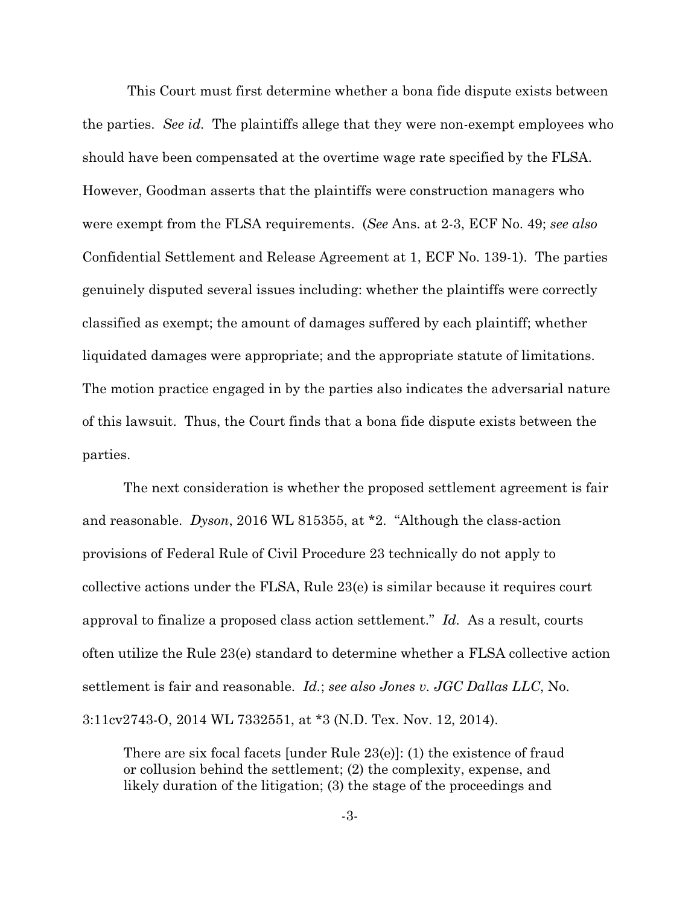This Court must first determine whether a bona fide dispute exists between the parties. *See id.* The plaintiffs allege that they were non-exempt employees who should have been compensated at the overtime wage rate specified by the FLSA. However, Goodman asserts that the plaintiffs were construction managers who were exempt from the FLSA requirements. (*See* Ans. at 2-3, ECF No. 49; *see also* Confidential Settlement and Release Agreement at 1, ECF No. 139-1). The parties genuinely disputed several issues including: whether the plaintiffs were correctly classified as exempt; the amount of damages suffered by each plaintiff; whether liquidated damages were appropriate; and the appropriate statute of limitations. The motion practice engaged in by the parties also indicates the adversarial nature of this lawsuit. Thus, the Court finds that a bona fide dispute exists between the parties.

The next consideration is whether the proposed settlement agreement is fair and reasonable. *Dyson*, 2016 WL 815355, at *2. "Although the class-action provisions of Federal Rule of Civil Procedure 23 technically do not apply to collective actions under the FLSA, Rule 23(e) is similar because it requires court approval to finalize a proposed class action settlement." *Id.* As a result, courts often utilize the Rule 23(e) standard to determine whether a FLSA collective action settlement is fair and reasonable. *Id.*; *see also Jones v. JGC Dallas LLC*, No. 3:11cv2743-O, 2014 WL 7332551, at *3 (N.D. Tex. Nov. 12, 2014).

> There are six focal facets [under Rule 23(e)]: (1) the existence of fraud or collusion behind the settlement; (2) the complexity, expense, and likely duration of the litigation; (3) the stage of the proceedings and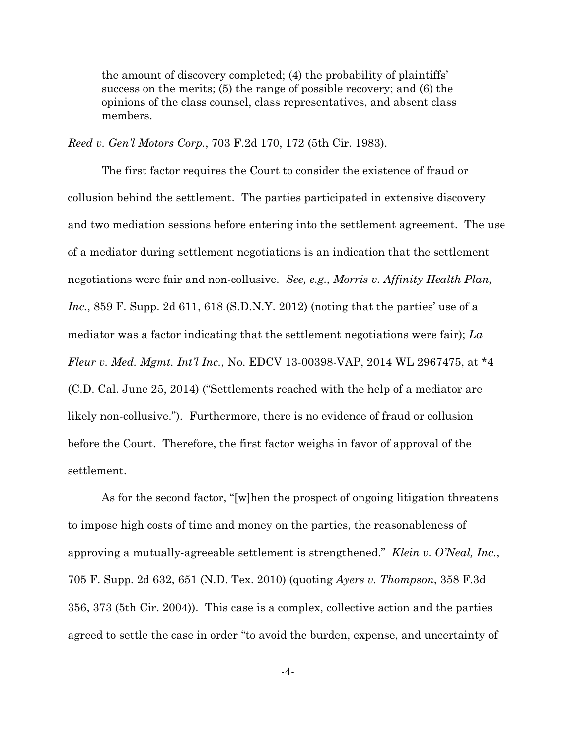> the amount of discovery completed; (4) the probability of plaintiffs' success on the merits; (5) the range of possible recovery; and (6) the opinions of the class counsel, class representatives, and absent class members.

*Reed v. Gen'l Motors Corp.*, 703 F.2d 170, 172 (5th Cir. 1983).

The first factor requires the Court to consider the existence of fraud or collusion behind the settlement. The parties participated in extensive discovery and two mediation sessions before entering into the settlement agreement. The use of a mediator during settlement negotiations is an indication that the settlement negotiations were fair and non-collusive. *See, e.g., Morris v. Affinity Health Plan, Inc.*, 859 F. Supp. 2d 611, 618 (S.D.N.Y. 2012) (noting that the parties' use of a mediator was a factor indicating that the settlement negotiations were fair); *La Fleur v. Med. Mgmt. Int'l Inc.*, No. EDCV 13-00398-VAP, 2014 WL 2967475, at *4 (C.D. Cal. June 25, 2014) ("Settlements reached with the help of a mediator are likely non-collusive."). Furthermore, there is no evidence of fraud or collusion before the Court. Therefore, the first factor weighs in favor of approval of the settlement.

As for the second factor, "[w]hen the prospect of ongoing litigation threatens to impose high costs of time and money on the parties, the reasonableness of approving a mutually-agreeable settlement is strengthened." *Klein v. O'Neal, Inc.*, 705 F. Supp. 2d 632, 651 (N.D. Tex. 2010) (quoting *Ayers v. Thompson*, 358 F.3d 356, 373 (5th Cir. 2004)). This case is a complex, collective action and the parties agreed to settle the case in order "to avoid the burden, expense, and uncertainty of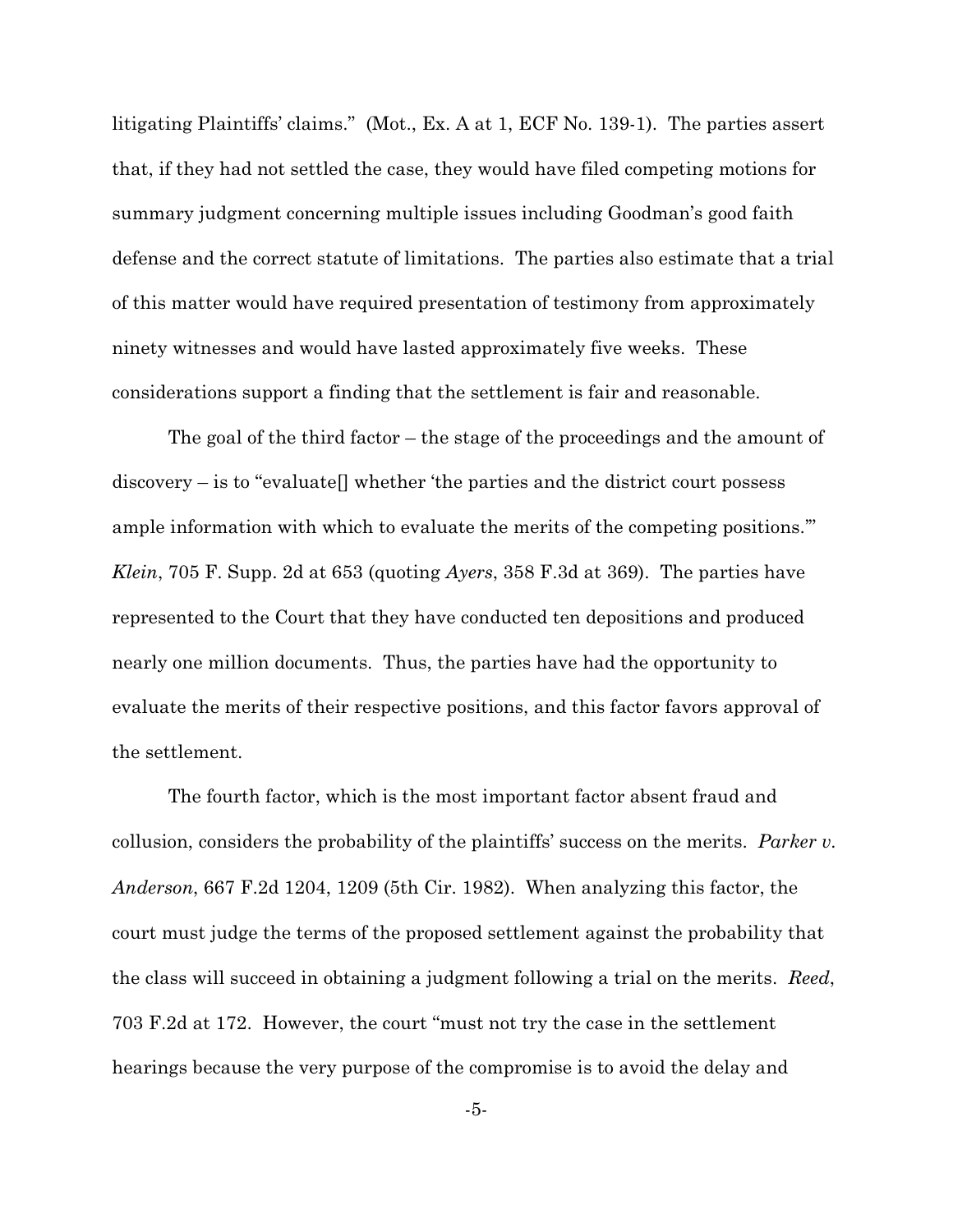litigating Plaintiffs' claims." (Mot., Ex. A at 1, ECF No. 139-1). The parties assert that, if they had not settled the case, they would have filed competing motions for summary judgment concerning multiple issues including Goodman's good faith defense and the correct statute of limitations. The parties also estimate that a trial of this matter would have required presentation of testimony from approximately ninety witnesses and would have lasted approximately five weeks. These considerations support a finding that the settlement is fair and reasonable.

The goal of the third factor – the stage of the proceedings and the amount of discovery – is to "evaluate[] whether 'the parties and the district court possess ample information with which to evaluate the merits of the competing positions.'" *Klein*, 705 F. Supp. 2d at 653 (quoting *Ayers*, 358 F.3d at 369). The parties have represented to the Court that they have conducted ten depositions and produced nearly one million documents. Thus, the parties have had the opportunity to evaluate the merits of their respective positions, and this factor favors approval of the settlement.

The fourth factor, which is the most important factor absent fraud and collusion, considers the probability of the plaintiffs' success on the merits. *Parker v. Anderson*, 667 F.2d 1204, 1209 (5th Cir. 1982). When analyzing this factor, the court must judge the terms of the proposed settlement against the probability that the class will succeed in obtaining a judgment following a trial on the merits. *Reed*, 703 F.2d at 172. However, the court "must not try the case in the settlement hearings because the very purpose of the compromise is to avoid the delay and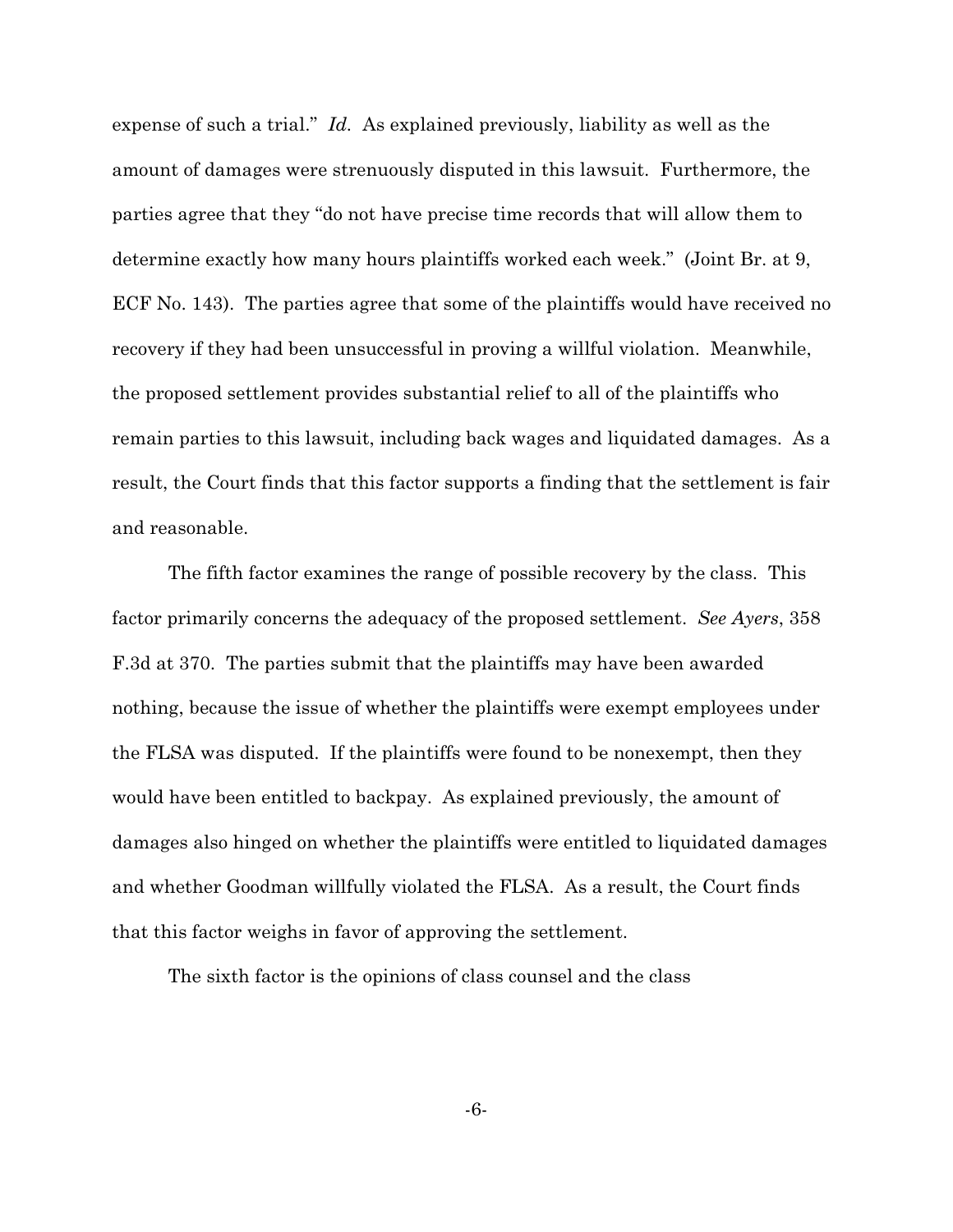expense of such a trial." *Id.* As explained previously, liability as well as the amount of damages were strenuously disputed in this lawsuit. Furthermore, the parties agree that they "do not have precise time records that will allow them to determine exactly how many hours plaintiffs worked each week." (Joint Br. at 9, ECF No. 143). The parties agree that some of the plaintiffs would have received no recovery if they had been unsuccessful in proving a willful violation. Meanwhile, the proposed settlement provides substantial relief to all of the plaintiffs who remain parties to this lawsuit, including back wages and liquidated damages. As a result, the Court finds that this factor supports a finding that the settlement is fair and reasonable.

The fifth factor examines the range of possible recovery by the class. This factor primarily concerns the adequacy of the proposed settlement. *See Ayers*, 358 F.3d at 370. The parties submit that the plaintiffs may have been awarded nothing, because the issue of whether the plaintiffs were exempt employees under the FLSA was disputed. If the plaintiffs were found to be nonexempt, then they would have been entitled to backpay. As explained previously, the amount of damages also hinged on whether the plaintiffs were entitled to liquidated damages and whether Goodman willfully violated the FLSA. As a result, the Court finds that this factor weighs in favor of approving the settlement.

The sixth factor is the opinions of class counsel and the class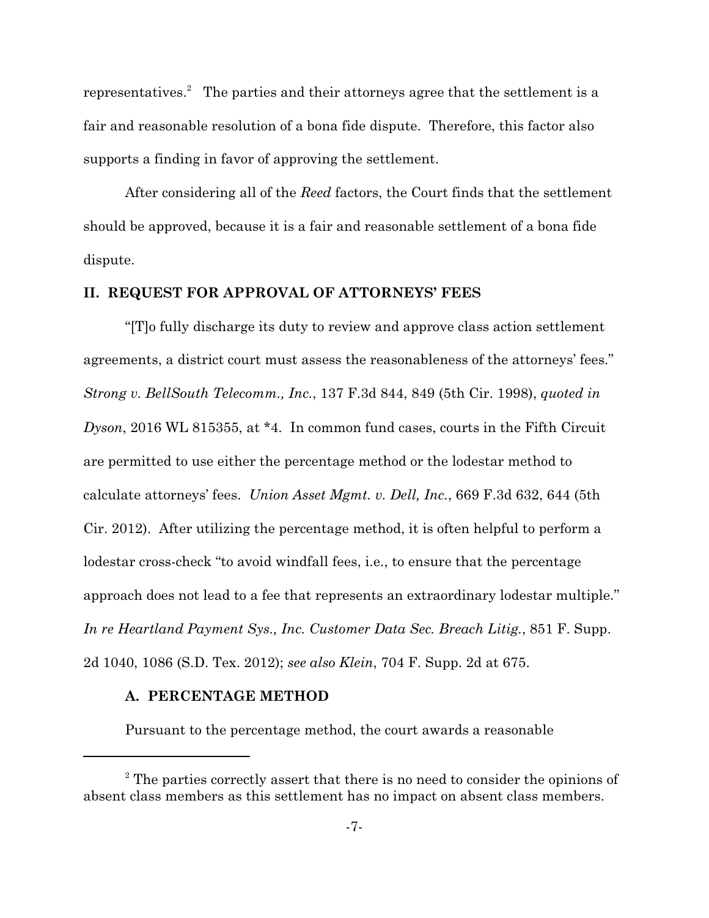representatives.[2] The parties and their attorneys agree that the settlement is a fair and reasonable resolution of a bona fide dispute. Therefore, this factor also supports a finding in favor of approving the settlement.

After considering all of the *Reed* factors, the Court finds that the settlement should be approved, because it is a fair and reasonable settlement of a bona fide dispute.

## II. REQUEST FOR APPROVAL OF ATTORNEYS' FEES

"[T]o fully discharge its duty to review and approve class action settlement agreements, a district court must assess the reasonableness of the attorneys' fees." *Strong v. BellSouth Telecomm., Inc.*, 137 F.3d 844, 849 (5th Cir. 1998), *quoted in Dyson*, 2016 WL 815355, at *4. In common fund cases, courts in the Fifth Circuit are permitted to use either the percentage method or the lodestar method to calculate attorneys' fees. *Union Asset Mgmt. v. Dell, Inc.*, 669 F.3d 632, 644 (5th Cir. 2012). After utilizing the percentage method, it is often helpful to perform a lodestar cross-check "to avoid windfall fees, i.e., to ensure that the percentage approach does not lead to a fee that represents an extraordinary lodestar multiple." *In re Heartland Payment Sys., Inc. Customer Data Sec. Breach Litig.*, 851 F. Supp. 2d 1040, 1086 (S.D. Tex. 2012); *see also Klein*, 704 F. Supp. 2d at 675.

### A. PERCENTAGE METHOD

Pursuant to the percentage method, the court awards a reasonable

[2] The parties correctly assert that there is no need to consider the opinions of absent class members as this settlement has no impact on absent class members.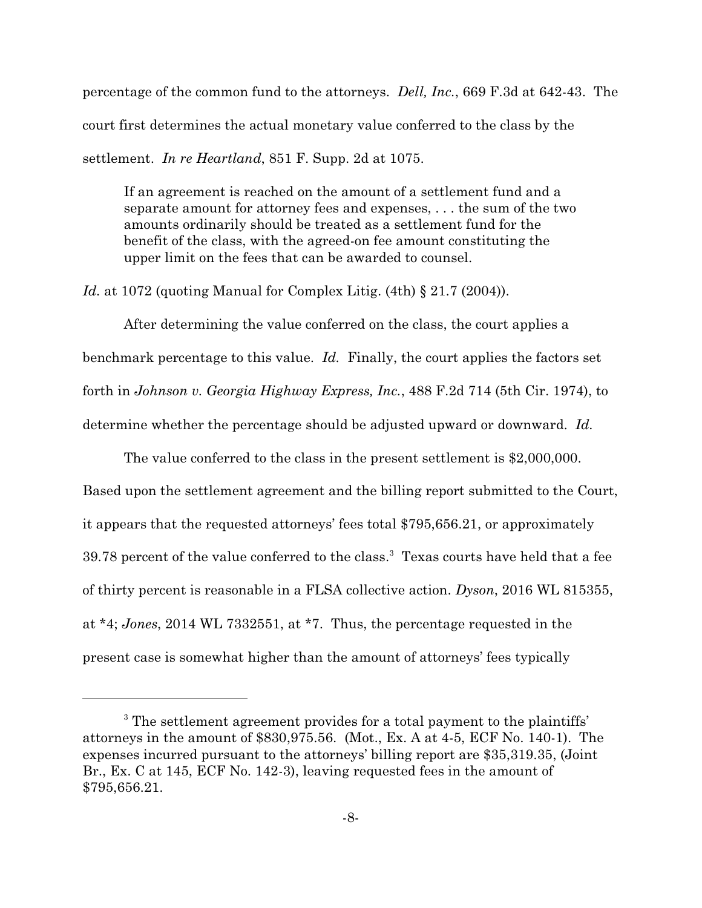percentage of the common fund to the attorneys. *Dell, Inc.*, 669 F.3d at 642-43. The court first determines the actual monetary value conferred to the class by the settlement. *In re Heartland*, 851 F. Supp. 2d at 1075.

> If an agreement is reached on the amount of a settlement fund and a separate amount for attorney fees and expenses, . . . the sum of the two amounts ordinarily should be treated as a settlement fund for the benefit of the class, with the agreed-on fee amount constituting the upper limit on the fees that can be awarded to counsel.

*Id.* at 1072 (quoting Manual for Complex Litig. (4th) § 21.7 (2004)).

After determining the value conferred on the class, the court applies a benchmark percentage to this value. *Id.* Finally, the court applies the factors set forth in *Johnson v. Georgia Highway Express, Inc.*, 488 F.2d 714 (5th Cir. 1974), to determine whether the percentage should be adjusted upward or downward. *Id.*

The value conferred to the class in the present settlement is $2,000,000. Based upon the settlement agreement and the billing report submitted to the Court, it appears that the requested attorneys' fees total $795,656.21, or approximately 39.78 percent of the value conferred to the class.[3] Texas courts have held that a fee of thirty percent is reasonable in a FLSA collective action. *Dyson*, 2016 WL 815355, at *4; *Jones*, 2014 WL 7332551, at *7. Thus, the percentage requested in the present case is somewhat higher than the amount of attorneys' fees typically

---

[3] The settlement agreement provides for a total payment to the plaintiffs' attorneys in the amount of $830,975.56. (Mot., Ex. A at 4-5, ECF No. 140-1). The expenses incurred pursuant to the attorneys' billing report are $35,319.35, (Joint Br., Ex. C at 145, ECF No. 142-3), leaving requested fees in the amount of $795,656.21.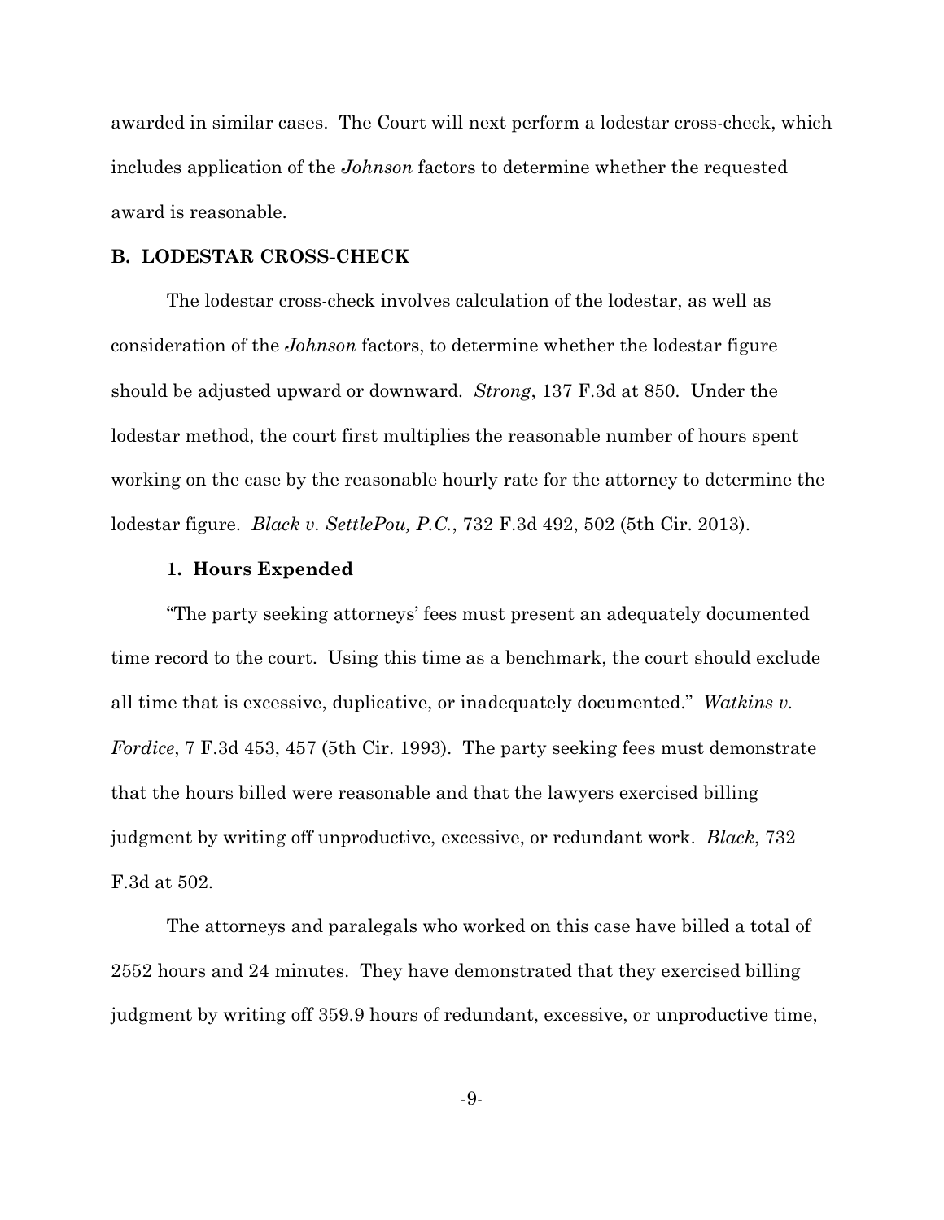awarded in similar cases. The Court will next perform a lodestar cross-check, which includes application of the *Johnson* factors to determine whether the requested award is reasonable.

### B. LODESTAR CROSS-CHECK

The lodestar cross-check involves calculation of the lodestar, as well as consideration of the *Johnson* factors, to determine whether the lodestar figure should be adjusted upward or downward. *Strong*, 137 F.3d at 850. Under the lodestar method, the court first multiplies the reasonable number of hours spent working on the case by the reasonable hourly rate for the attorney to determine the lodestar figure. *Black v. SettlePou, P.C.*, 732 F.3d 492, 502 (5th Cir. 2013).

#### 1. Hours Expended

"The party seeking attorneys' fees must present an adequately documented time record to the court. Using this time as a benchmark, the court should exclude all time that is excessive, duplicative, or inadequately documented." *Watkins v. Fordice*, 7 F.3d 453, 457 (5th Cir. 1993). The party seeking fees must demonstrate that the hours billed were reasonable and that the lawyers exercised billing judgment by writing off unproductive, excessive, or redundant work. *Black*, 732 F.3d at 502.

The attorneys and paralegals who worked on this case have billed a total of 2552 hours and 24 minutes. They have demonstrated that they exercised billing judgment by writing off 359.9 hours of redundant, excessive, or unproductive time,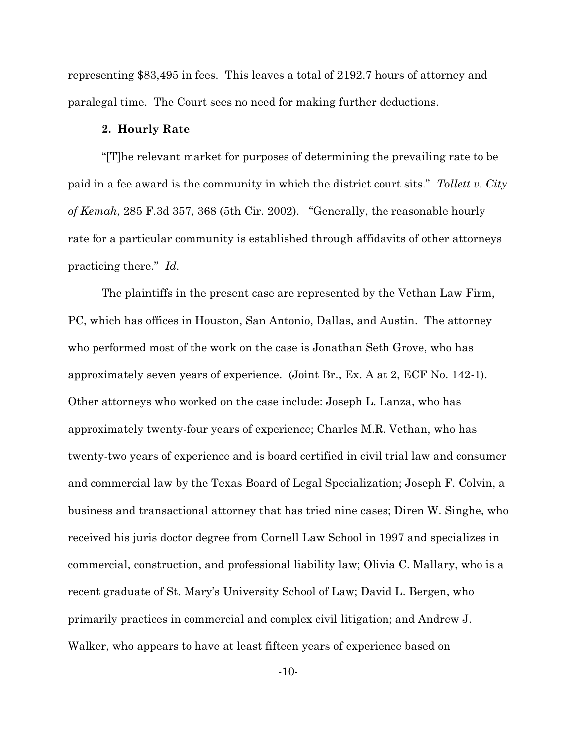representing $83,495 in fees. This leaves a total of 2192.7 hours of attorney and paralegal time. The Court sees no need for making further deductions.

**2. Hourly Rate**

"[T]he relevant market for purposes of determining the prevailing rate to be paid in a fee award is the community in which the district court sits." *Tollett v. City of Kemah*, 285 F.3d 357, 368 (5th Cir. 2002). "Generally, the reasonable hourly rate for a particular community is established through affidavits of other attorneys practicing there." *Id.*

The plaintiffs in the present case are represented by the Vethan Law Firm, PC, which has offices in Houston, San Antonio, Dallas, and Austin. The attorney who performed most of the work on the case is Jonathan Seth Grove, who has approximately seven years of experience. (Joint Br., Ex. A at 2, ECF No. 142-1). Other attorneys who worked on the case include: Joseph L. Lanza, who has approximately twenty-four years of experience; Charles M.R. Vethan, who has twenty-two years of experience and is board certified in civil trial law and consumer and commercial law by the Texas Board of Legal Specialization; Joseph F. Colvin, a business and transactional attorney that has tried nine cases; Diren W. Singhe, who received his juris doctor degree from Cornell Law School in 1997 and specializes in commercial, construction, and professional liability law; Olivia C. Mallary, who is a recent graduate of St. Mary's University School of Law; David L. Bergen, who primarily practices in commercial and complex civil litigation; and Andrew J. Walker, who appears to have at least fifteen years of experience based on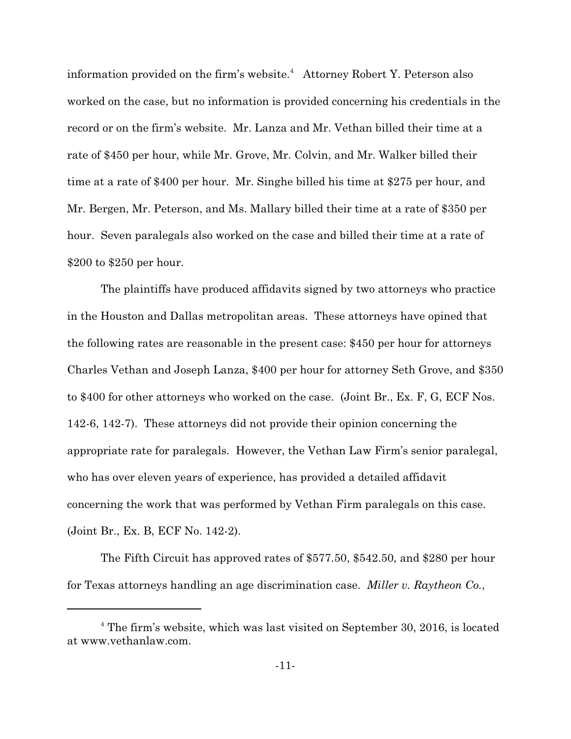information provided on the firm's website.[4] Attorney Robert Y. Peterson also worked on the case, but no information is provided concerning his credentials in the record or on the firm's website. Mr. Lanza and Mr. Vethan billed their time at a rate of $450 per hour, while Mr. Grove, Mr. Colvin, and Mr. Walker billed their time at a rate of $400 per hour. Mr. Singhe billed his time at $275 per hour, and Mr. Bergen, Mr. Peterson, and Ms. Mallary billed their time at a rate of $350 per hour. Seven paralegals also worked on the case and billed their time at a rate of $200 to $250 per hour.

The plaintiffs have produced affidavits signed by two attorneys who practice in the Houston and Dallas metropolitan areas. These attorneys have opined that the following rates are reasonable in the present case: $450 per hour for attorneys Charles Vethan and Joseph Lanza, $400 per hour for attorney Seth Grove, and $350 to $400 for other attorneys who worked on the case. (Joint Br., Ex. F, G, ECF Nos. 142-6, 142-7). These attorneys did not provide their opinion concerning the appropriate rate for paralegals. However, the Vethan Law Firm's senior paralegal, who has over eleven years of experience, has provided a detailed affidavit concerning the work that was performed by Vethan Firm paralegals on this case. (Joint Br., Ex. B, ECF No. 142-2).

The Fifth Circuit has approved rates of $577.50, $542.50, and $280 per hour for Texas attorneys handling an age discrimination case. *Miller v. Raytheon Co.*,

---

[4] The firm's website, which was last visited on September 30, 2016, is located at www.vethanlaw.com.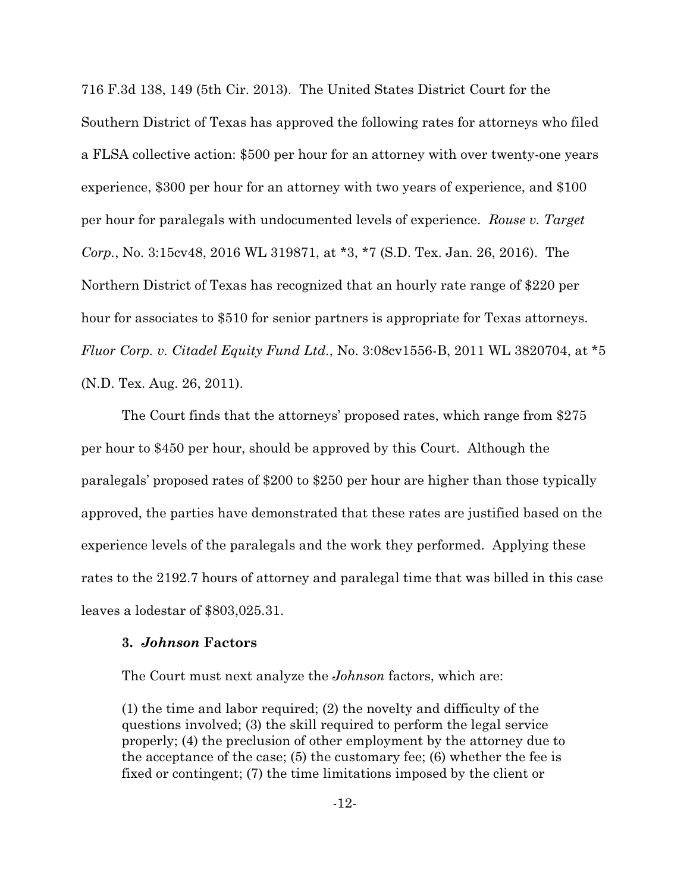716 F.3d 138, 149 (5th Cir. 2013). The United States District Court for the Southern District of Texas has approved the following rates for attorneys who filed a FLSA collective action: $500 per hour for an attorney with over twenty-one years experience, $300 per hour for an attorney with two years of experience, and $100 per hour for paralegals with undocumented levels of experience. *Rouse v. Target Corp.*, No. 3:15cv48, 2016 WL 319871, at *3, *7 (S.D. Tex. Jan. 26, 2016). The Northern District of Texas has recognized that an hourly rate range of $220 per hour for associates to $510 for senior partners is appropriate for Texas attorneys. *Fluor Corp. v. Citadel Equity Fund Ltd.*, No. 3:08cv1556-B, 2011 WL 3820704, at *5 (N.D. Tex. Aug. 26, 2011).

The Court finds that the attorneys' proposed rates, which range from $275 per hour to $450 per hour, should be approved by this Court. Although the paralegals' proposed rates of $200 to $250 per hour are higher than those typically approved, the parties have demonstrated that these rates are justified based on the experience levels of the paralegals and the work they performed. Applying these rates to the 2192.7 hours of attorney and paralegal time that was billed in this case leaves a lodestar of $803,025.31.

### 3. *Johnson* Factors

The Court must next analyze the *Johnson* factors, which are:

> (1) the time and labor required; (2) the novelty and difficulty of the questions involved; (3) the skill required to perform the legal service properly; (4) the preclusion of other employment by the attorney due to the acceptance of the case; (5) the customary fee; (6) whether the fee is fixed or contingent; (7) the time limitations imposed by the client or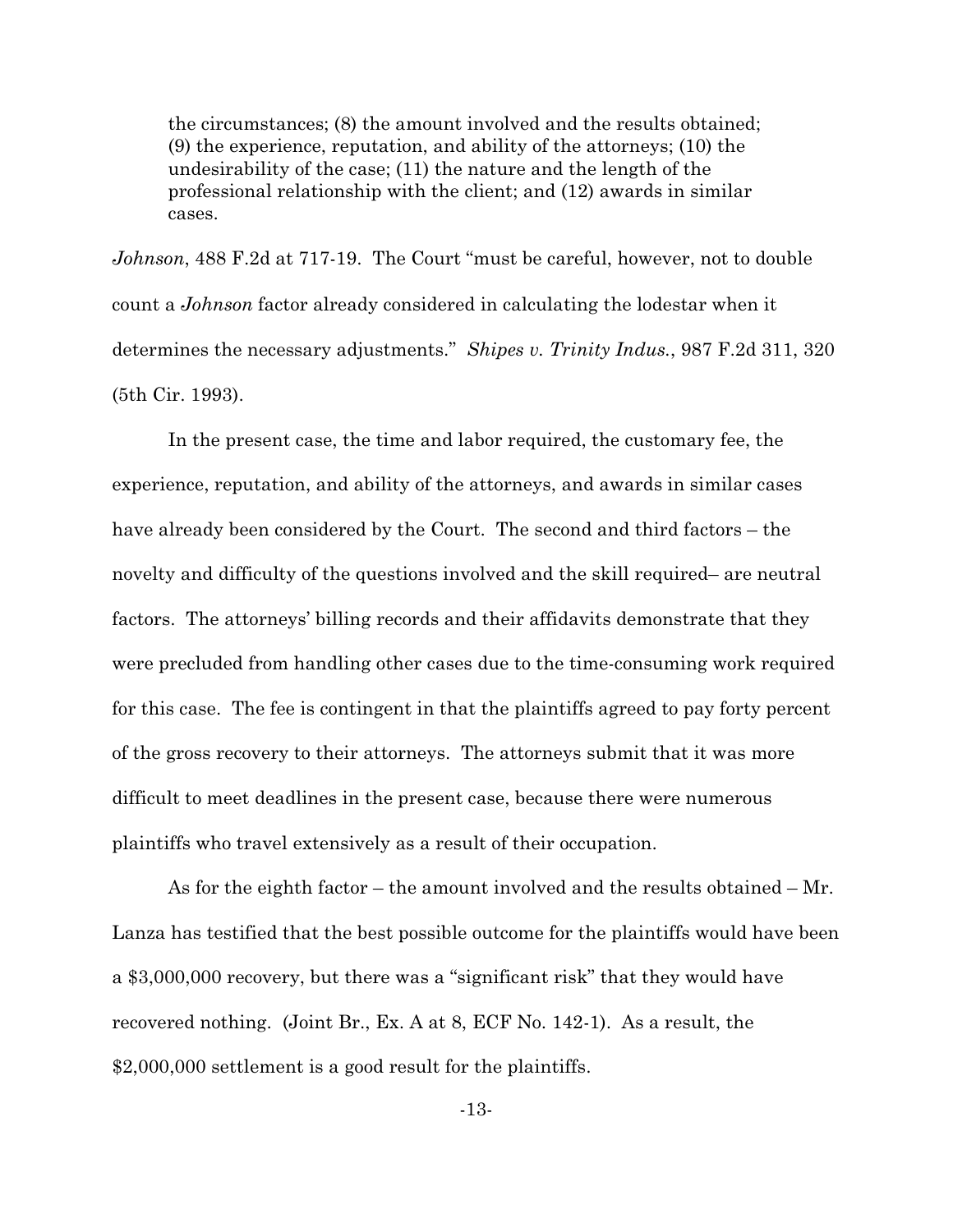> the circumstances; (8) the amount involved and the results obtained; (9) the experience, reputation, and ability of the attorneys; (10) the undesirability of the case; (11) the nature and the length of the professional relationship with the client; and (12) awards in similar cases.

*Johnson*, 488 F.2d at 717-19. The Court "must be careful, however, not to double count a *Johnson* factor already considered in calculating the lodestar when it determines the necessary adjustments." *Shipes v. Trinity Indus.*, 987 F.2d 311, 320 (5th Cir. 1993).

In the present case, the time and labor required, the customary fee, the experience, reputation, and ability of the attorneys, and awards in similar cases have already been considered by the Court. The second and third factors – the novelty and difficulty of the questions involved and the skill required– are neutral factors. The attorneys' billing records and their affidavits demonstrate that they were precluded from handling other cases due to the time-consuming work required for this case. The fee is contingent in that the plaintiffs agreed to pay forty percent of the gross recovery to their attorneys. The attorneys submit that it was more difficult to meet deadlines in the present case, because there were numerous plaintiffs who travel extensively as a result of their occupation.

As for the eighth factor – the amount involved and the results obtained – Mr. Lanza has testified that the best possible outcome for the plaintiffs would have been a $3,000,000 recovery, but there was a "significant risk" that they would have recovered nothing. (Joint Br., Ex. A at 8, ECF No. 142-1). As a result, the $2,000,000 settlement is a good result for the plaintiffs.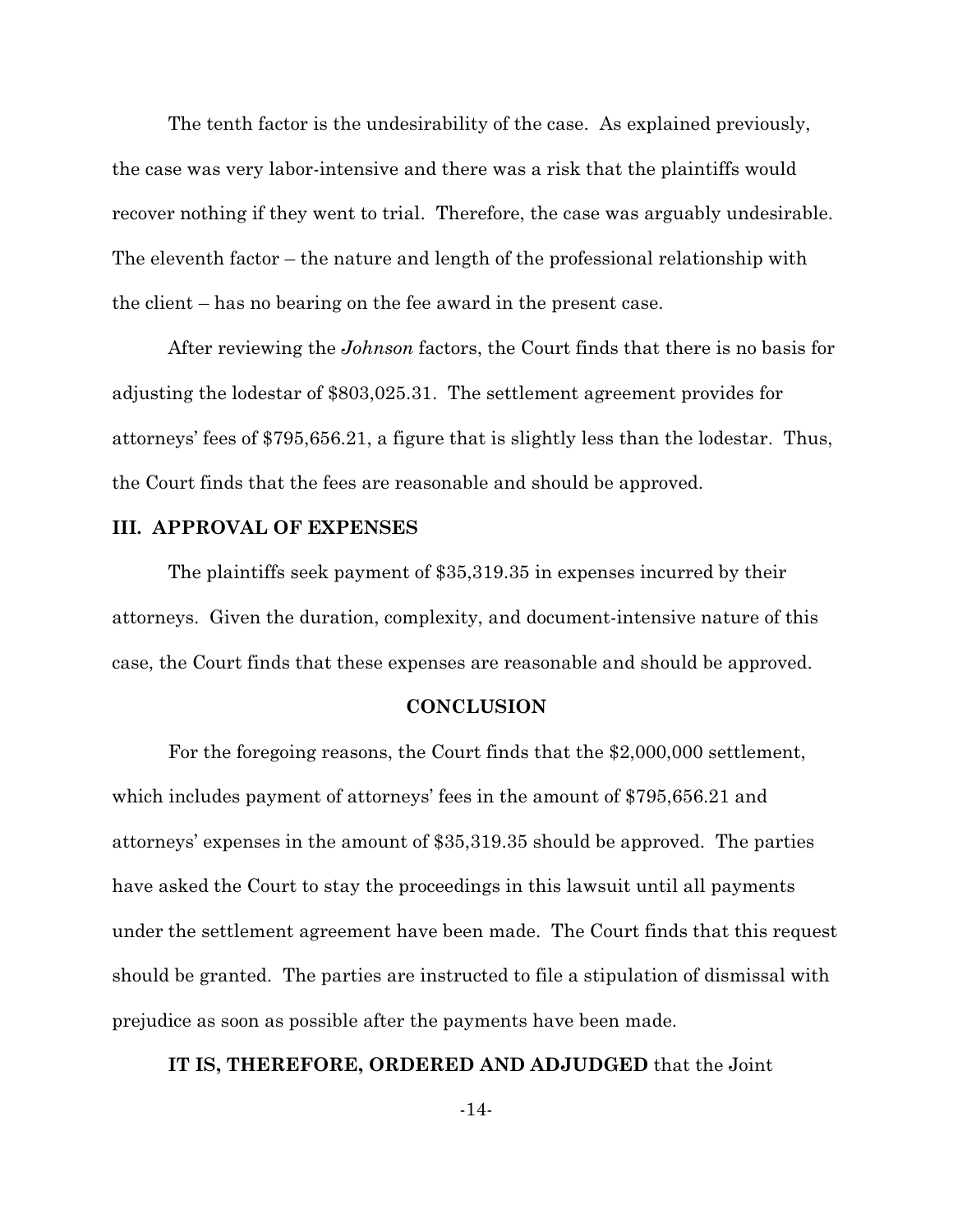The tenth factor is the undesirability of the case. As explained previously, the case was very labor-intensive and there was a risk that the plaintiffs would recover nothing if they went to trial. Therefore, the case was arguably undesirable. The eleventh factor – the nature and length of the professional relationship with the client – has no bearing on the fee award in the present case.

After reviewing the *Johnson* factors, the Court finds that there is no basis for adjusting the lodestar of $803,025.31. The settlement agreement provides for attorneys' fees of $795,656.21, a figure that is slightly less than the lodestar. Thus, the Court finds that the fees are reasonable and should be approved.

## III. APPROVAL OF EXPENSES

The plaintiffs seek payment of $35,319.35 in expenses incurred by their attorneys. Given the duration, complexity, and document-intensive nature of this case, the Court finds that these expenses are reasonable and should be approved.

## CONCLUSION

For the foregoing reasons, the Court finds that the $2,000,000 settlement, which includes payment of attorneys' fees in the amount of $795,656.21 and attorneys' expenses in the amount of $35,319.35 should be approved. The parties have asked the Court to stay the proceedings in this lawsuit until all payments under the settlement agreement have been made. The Court finds that this request should be granted. The parties are instructed to file a stipulation of dismissal with prejudice as soon as possible after the payments have been made.

**IT IS, THEREFORE, ORDERED AND ADJUDGED** that the Joint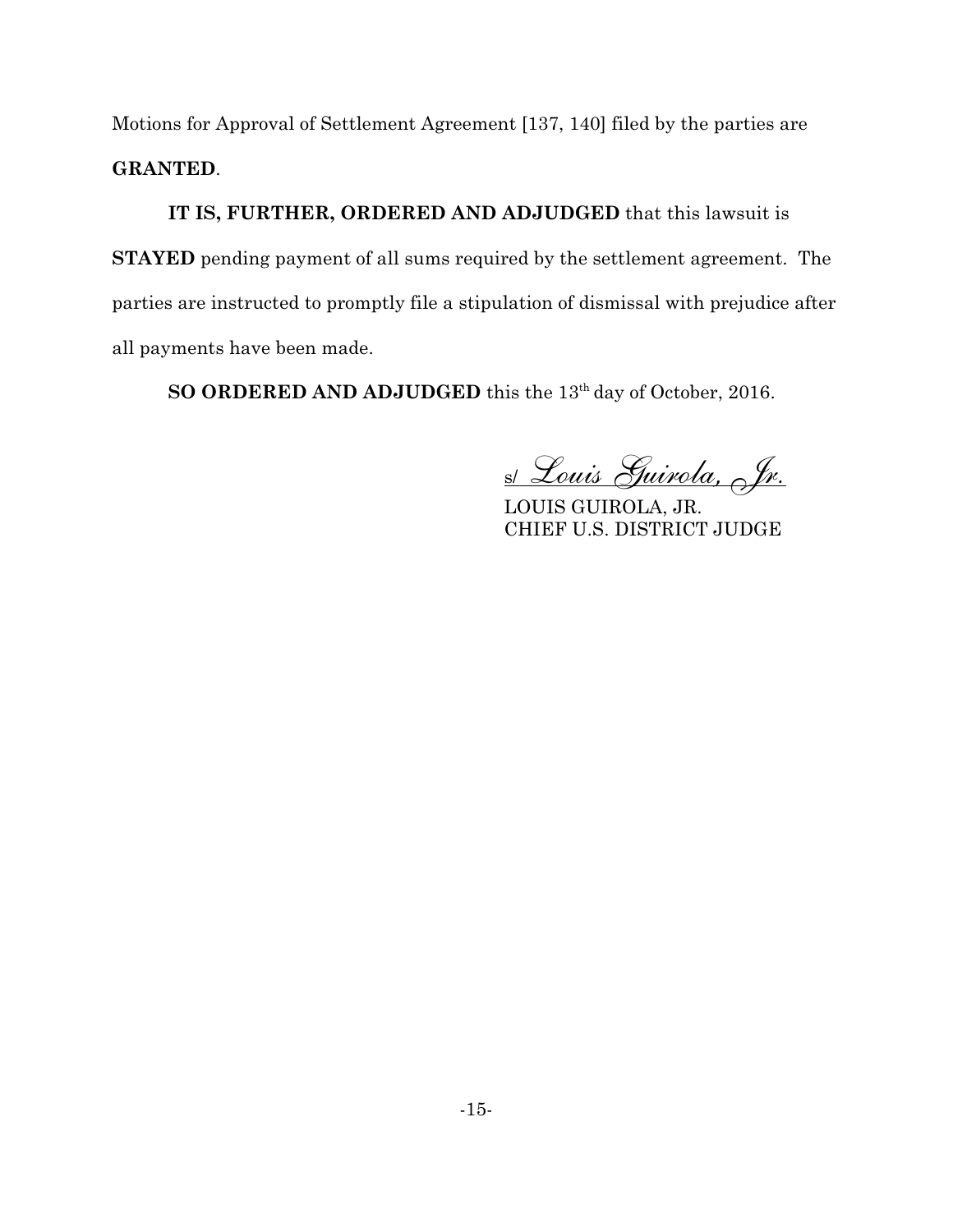Motions for Approval of Settlement Agreement [137, 140] filed by the parties are **GRANTED**.

**IT IS, FURTHER, ORDERED AND ADJUDGED** that this lawsuit is **STAYED** pending payment of all sums required by the settlement agreement. The parties are instructed to promptly file a stipulation of dismissal with prejudice after all payments have been made.

**SO ORDERED AND ADJUDGED** this the 13th day of October, 2016.

s/ *Louis Guirola, Jr.*
LOUIS GUIROLA, JR.
CHIEF U.S. DISTRICT JUDGE